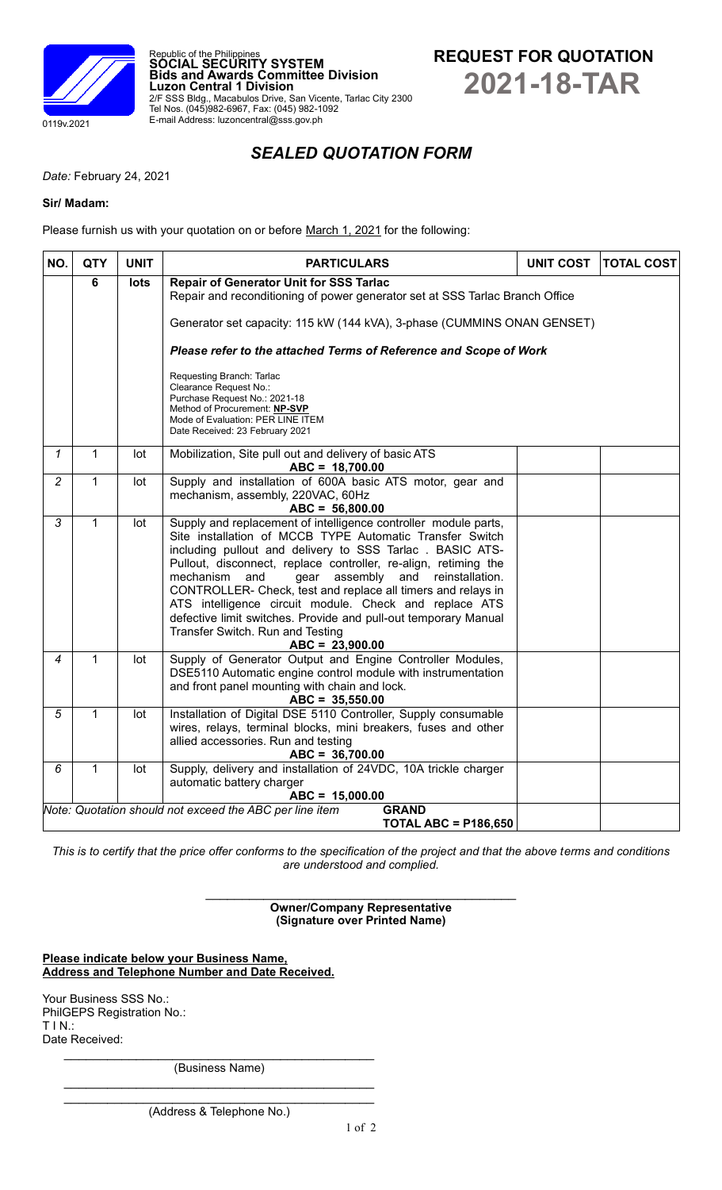Republic of the Philippines
**SOCIAL SECURITY SYSTEM**
**Bids and Awards Committee Division**
**Luzon Central 1 Division**
2/F SSS Bldg., Macabulos Drive, San Vicente, Tarlac City 2300
Tel Nos. (045)982-6967, Fax: (045) 982-1092
E-mail Address: luzoncentral@sss.gov.ph

0119v.2021

# REQUEST FOR QUOTATION
# 2021-18-TAR

## *SEALED QUOTATION FORM*

*Date:* February 24, 2021

**Sir/ Madam:**

Please furnish us with your quotation on or before March 1, 2021 for the following:

| NO. | QTY | UNIT | PARTICULARS | UNIT COST | TOTAL COST |
|---|---|---|---|---|---|
| | 6 | lots | **Repair of Generator Unit for SSS Tarlac**<br>Repair and reconditioning of power generator set at SSS Tarlac Branch Office<br><br>Generator set capacity: 115 kW (144 kVA), 3-phase (CUMMINS ONAN GENSET)<br><br>***Please refer to the attached Terms of Reference and Scope of Work***<br><br>Requesting Branch: Tarlac<br>Clearance Request No.:<br>Purchase Request No.: 2021-18<br>Method of Procurement: **NP-SVP**<br>Mode of Evaluation: PER LINE ITEM<br>Date Received: 23 February 2021 | | |
| *1* | 1 | lot | Mobilization, Site pull out and delivery of basic ATS<br>**ABC = 18,700.00** | | |
| *2* | 1 | lot | Supply and installation of 600A basic ATS motor, gear and mechanism, assembly, 220VAC, 60Hz<br>**ABC = 56,800.00** | | |
| *3* | 1 | lot | Supply and replacement of intelligence controller module parts, Site installation of MCCB TYPE Automatic Transfer Switch including pullout and delivery to SSS Tarlac . BASIC ATS-Pullout, disconnect, replace controller, re-align, retiming the mechanism and gear assembly and reinstallation. CONTROLLER- Check, test and replace all timers and relays in ATS intelligence circuit module. Check and replace ATS defective limit switches. Provide and pull-out temporary Manual Transfer Switch. Run and Testing<br>**ABC = 23,900.00** | | |
| *4* | 1 | lot | Supply of Generator Output and Engine Controller Modules, DSE5110 Automatic engine control module with instrumentation and front panel mounting with chain and lock.<br>**ABC = 35,550.00** | | |
| *5* | 1 | lot | Installation of Digital DSE 5110 Controller, Supply consumable wires, relays, terminal blocks, mini breakers, fuses and other allied accessories. Run and testing<br>**ABC = 36,700.00** | | |
| *6* | 1 | lot | Supply, delivery and installation of 24VDC, 10A trickle charger automatic battery charger<br>**ABC = 15,000.00** | | |
| *Note: Quotation should not exceed the ABC per line item* | | | **GRAND TOTAL ABC = P186,650** | | |

*This is to certify that the price offer conforms to the specification of the project and that the above terms and conditions are understood and complied.*

\_\_\_\_\_\_\_\_\_\_\_\_\_\_\_\_\_\_\_\_\_\_\_\_\_\_\_\_\_\_\_\_\_\_\_\_\_\_\_\_
**Owner/Company Representative**
**(Signature over Printed Name)**

**Please indicate below your Business Name, Address and Telephone Number and Date Received.**

Your Business SSS No.:
PhilGEPS Registration No.:
T I N.:
Date Received:

\_\_\_\_\_\_\_\_\_\_\_\_\_\_\_\_\_\_\_\_\_\_\_\_\_\_\_\_\_\_\_\_\_\_\_\_\_\_\_\_
(Business Name)

\_\_\_\_\_\_\_\_\_\_\_\_\_\_\_\_\_\_\_\_\_\_\_\_\_\_\_\_\_\_\_\_\_\_\_\_\_\_\_\_
\_\_\_\_\_\_\_\_\_\_\_\_\_\_\_\_\_\_\_\_\_\_\_\_\_\_\_\_\_\_\_\_\_\_\_\_\_\_\_\_
(Address & Telephone No.)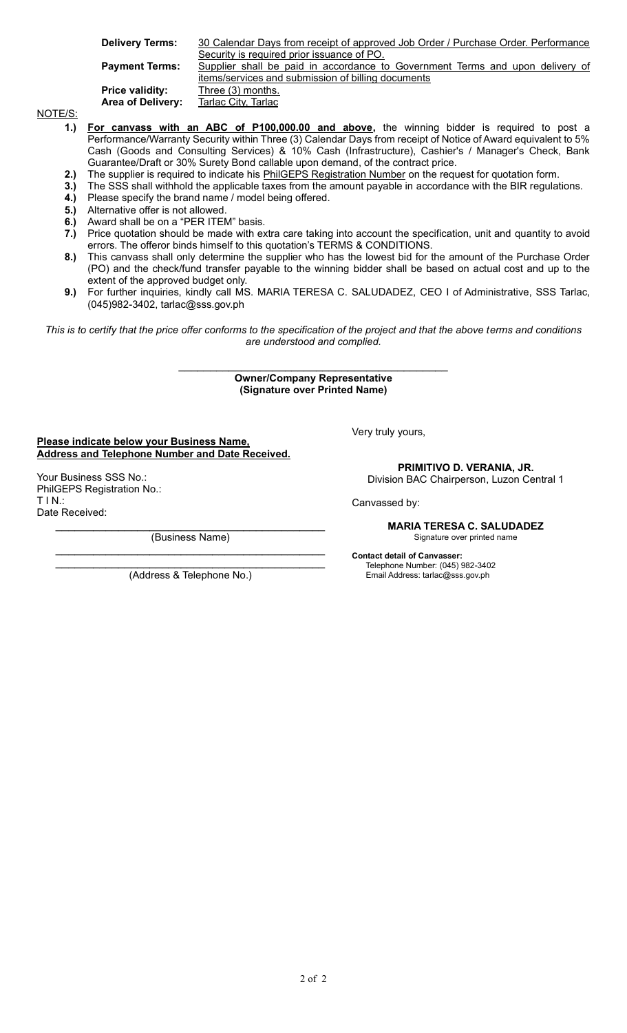| | |
|---|---|
| **Delivery Terms:** | 30 Calendar Days from receipt of approved Job Order / Purchase Order. Performance Security is required prior issuance of PO. |
| **Payment Terms:** | Supplier shall be paid in accordance to Government Terms and upon delivery of items/services and submission of billing documents |
| **Price validity:** | Three (3) months. |
| **Area of Delivery:** | Tarlac City, Tarlac |

NOTE/S:

1.) **For canvass with an ABC of P100,000.00 and above,** the winning bidder is required to post a Performance/Warranty Security within Three (3) Calendar Days from receipt of Notice of Award equivalent to 5% Cash (Goods and Consulting Services) & 10% Cash (Infrastructure), Cashier's / Manager's Check, Bank Guarantee/Draft or 30% Surety Bond callable upon demand, of the contract price.
2.) The supplier is required to indicate his PhilGEPS Registration Number on the request for quotation form.
3.) The SSS shall withhold the applicable taxes from the amount payable in accordance with the BIR regulations.
4.) Please specify the brand name / model being offered.
5.) Alternative offer is not allowed.
6.) Award shall be on a "PER ITEM" basis.
7.) Price quotation should be made with extra care taking into account the specification, unit and quantity to avoid errors. The offeror binds himself to this quotation's TERMS & CONDITIONS.
8.) This canvass shall only determine the supplier who has the lowest bid for the amount of the Purchase Order (PO) and the check/fund transfer payable to the winning bidder shall be based on actual cost and up to the extent of the approved budget only.
9.) For further inquiries, kindly call MS. MARIA TERESA C. SALUDADEZ, CEO I of Administrative, SSS Tarlac, (045)982-3402, tarlac@sss.gov.ph

*This is to certify that the price offer conforms to the specification of the project and that the above terms and conditions are understood and complied.*

\_\_\_\_\_\_\_\_\_\_\_\_\_\_\_\_\_\_\_\_\_\_\_\_\_\_\_\_\_\_\_\_\_\_\_\_\_\_\_\_\_\_\_\_
**Owner/Company Representative**
**(Signature over Printed Name)**

**Please indicate below your Business Name, Address and Telephone Number and Date Received.**

Your Business SSS No.:
PhilGEPS Registration No.:
T I N.:
Date Received:

\_\_\_\_\_\_\_\_\_\_\_\_\_\_\_\_\_\_\_\_\_\_\_\_\_\_\_\_\_\_\_\_\_\_\_\_\_\_\_\_\_\_\_\_
(Business Name)

\_\_\_\_\_\_\_\_\_\_\_\_\_\_\_\_\_\_\_\_\_\_\_\_\_\_\_\_\_\_\_\_\_\_\_\_\_\_\_\_\_\_\_\_
\_\_\_\_\_\_\_\_\_\_\_\_\_\_\_\_\_\_\_\_\_\_\_\_\_\_\_\_\_\_\_\_\_\_\_\_\_\_\_\_\_\_\_\_
(Address & Telephone No.)

Very truly yours,

**PRIMITIVO D. VERANIA, JR.**
Division BAC Chairperson, Luzon Central 1

Canvassed by:

**MARIA TERESA C. SALUDADEZ**
Signature over printed name

**Contact detail of Canvasser:**
Telephone Number: (045) 982-3402
Email Address: tarlac@sss.gov.ph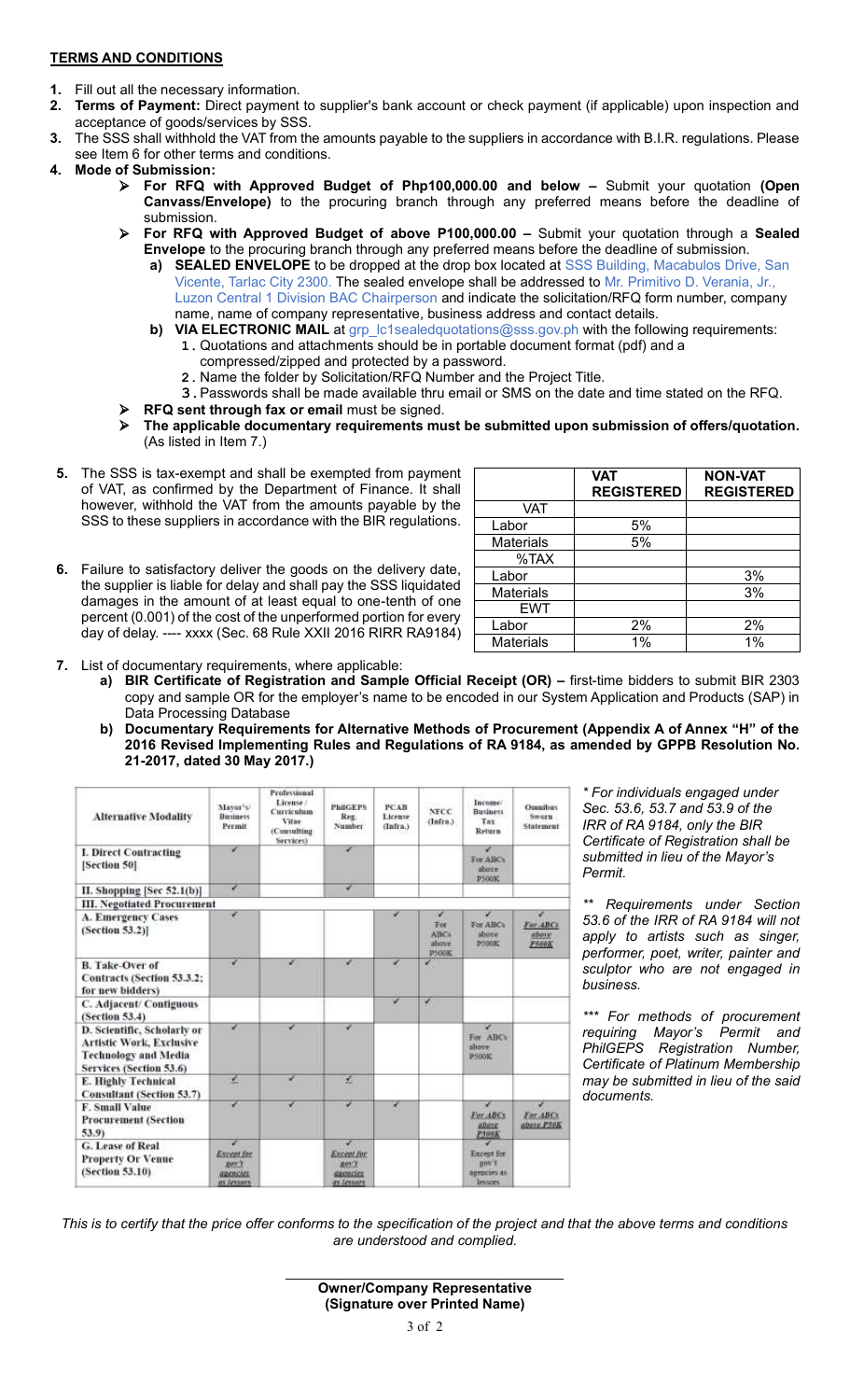**TERMS AND CONDITIONS**

1. Fill out all the necessary information.
2. **Terms of Payment:** Direct payment to supplier's bank account or check payment (if applicable) upon inspection and acceptance of goods/services by SSS.
3. The SSS shall withhold the VAT from the amounts payable to the suppliers in accordance with B.I.R. regulations. Please see Item 6 for other terms and conditions.
4. **Mode of Submission:**
   - **For RFQ with Approved Budget of Php100,000.00 and below –** Submit your quotation **(Open Canvass/Envelope)** to the procuring branch through any preferred means before the deadline of submission.
   - **For RFQ with Approved Budget of above P100,000.00 –** Submit your quotation through a **Sealed Envelope** to the procuring branch through any preferred means before the deadline of submission.
     - **a) SEALED ENVELOPE** to be dropped at the drop box located at SSS Building, Macabulos Drive, San Vicente, Tarlac City 2300. The sealed envelope shall be addressed to Mr. Primitivo D. Verania, Jr., Luzon Central 1 Division BAC Chairperson and indicate the solicitation/RFQ form number, company name, name of company representative, business address and contact details.
     - **b) VIA ELECTRONIC MAIL** at grp_lc1sealedquotations@sss.gov.ph with the following requirements:
       1. Quotations and attachments should be in portable document format (pdf) and a compressed/zipped and protected by a password.
       2. Name the folder by Solicitation/RFQ Number and the Project Title.
       3. Passwords shall be made available thru email or SMS on the date and time stated on the RFQ.
   - **RFQ sent through fax or email** must be signed.
   - **The applicable documentary requirements must be submitted upon submission of offers/quotation.** (As listed in Item 7.)
5. The SSS is tax-exempt and shall be exempted from payment of VAT, as confirmed by the Department of Finance. It shall however, withhold the VAT from the amounts payable by the SSS to these suppliers in accordance with the BIR regulations.
6. Failure to satisfactory deliver the goods on the delivery date, the supplier is liable for delay and shall pay the SSS liquidated damages in the amount of at least equal to one-tenth of one percent (0.001) of the cost of the unperformed portion for every day of delay. ---- xxxx (Sec. 68 Rule XXII 2016 RIRR RA9184)

| | **VAT REGISTERED** | **NON-VAT REGISTERED** |
|---|---|---|
| VAT | | |
| Labor | 5% | |
| Materials | 5% | |
| %TAX | | |
| Labor | | 3% |
| Materials | | 3% |
| EWT | | |
| Labor | 2% | 2% |
| Materials | 1% | 1% |

7. List of documentary requirements, where applicable:
   - **a) BIR Certificate of Registration and Sample Official Receipt (OR) –** first-time bidders to submit BIR 2303 copy and sample OR for the employer's name to be encoded in our System Application and Products (SAP) in Data Processing Database
   - **b) Documentary Requirements for Alternative Methods of Procurement (Appendix A of Annex "H" of the 2016 Revised Implementing Rules and Regulations of RA 9184, as amended by GPPB Resolution No. 21-2017, dated 30 May 2017.)**

| Alternative Modality | Mayor's/ Business Permit | Professional License / Curriculum Vitae (Consulting Services) | PhilGEPS Reg. Number | PCAB License (Infra.) | NFCC (Infra.) | Income/ Business Tax Return | Omnibus Sworn Statement |
|---|---|---|---|---|---|---|---|
| I. Direct Contracting [Section 50] | ✓ | | ✓ | | | ✓ For ABCs above P500K | |
| II. Shopping [Sec 52.1(b)] | ✓ | | ✓ | | | | |
| III. Negotiated Procurement | | | | | | | |
| A. Emergency Cases (Section 53.2)] | ✓ | | | ✓ | ✓ For ABCs above P500K | ✓ For ABCs above P500K | ✓ For ABCs above P500K |
| B. Take-Over of Contracts (Section 53.3.2; for new bidders) | ✓ | ✓ | ✓ | ✓ | ✓ | | |
| C. Adjacent/ Contiguous (Section 53.4) | | | | ✓ | ✓ | | |
| D. Scientific, Scholarly or Artistic Work, Exclusive Technology and Media Services (Section 53.6) | ✓ | ✓ | ✓ | | | ✓ For ABCs above P500K | |
| E. Highly Technical Consultant (Section 53.7) | ✓ | ✓ | ✓ | | | | |
| F. Small Value Procurement (Section 53.9) | ✓ | ✓ | ✓ | ✓ | | ✓ For ABCs above P500K | ✓ For ABCs above P50K |
| G. Lease of Real Property Or Venue (Section 53.10) | ✓ Except for gov't agencies as lessors | | ✓ Except for gov't agencies as lessors | | | ✓ Except for gov't agencies as lessors | |

*\* For individuals engaged under Sec. 53.6, 53.7 and 53.9 of the IRR of RA 9184, only the BIR Certificate of Registration shall be submitted in lieu of the Mayor's Permit.*

*\*\* Requirements under Section 53.6 of the IRR of RA 9184 will not apply to artists such as singer, performer, poet, writer, painter and sculptor who are not engaged in business.*

*\*\*\* For methods of procurement requiring Mayor's Permit and PhilGEPS Registration Number, Certificate of Platinum Membership may be submitted in lieu of the said documents.*

*This is to certify that the price offer conforms to the specification of the project and that the above terms and conditions are understood and complied.*

\_\_\_\_\_\_\_\_\_\_\_\_\_\_\_\_\_\_\_\_\_\_\_\_\_\_\_\_\_\_\_\_\_\_\_\_

**Owner/Company Representative**
**(Signature over Printed Name)**